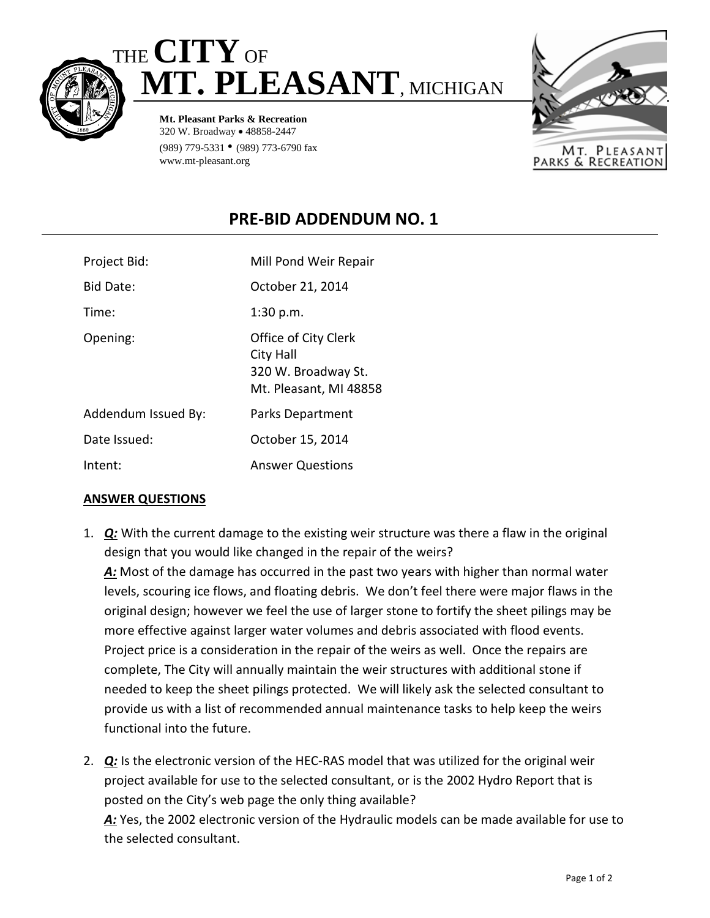THE **CITY** OF
# MT. PLEASANT, MICHIGAN

**Mt. Pleasant Parks & Recreation**
320 W. Broadway • 48858-2447
(989) 779-5331 • (989) 773-6790 fax
www.mt-pleasant.org

## PRE-BID ADDENDUM NO. 1

| | |
|---|---|
| Project Bid: | Mill Pond Weir Repair |
| Bid Date: | October 21, 2014 |
| Time: | 1:30 p.m. |
| Opening: | Office of City Clerk<br>City Hall<br>320 W. Broadway St.<br>Mt. Pleasant, MI 48858 |
| Addendum Issued By: | Parks Department |
| Date Issued: | October 15, 2014 |
| Intent: | Answer Questions |

**ANSWER QUESTIONS**

1. ***Q:*** With the current damage to the existing weir structure was there a flaw in the original design that you would like changed in the repair of the weirs?
   ***A:*** Most of the damage has occurred in the past two years with higher than normal water levels, scouring ice flows, and floating debris. We don't feel there were major flaws in the original design; however we feel the use of larger stone to fortify the sheet pilings may be more effective against larger water volumes and debris associated with flood events. Project price is a consideration in the repair of the weirs as well. Once the repairs are complete, The City will annually maintain the weir structures with additional stone if needed to keep the sheet pilings protected. We will likely ask the selected consultant to provide us with a list of recommended annual maintenance tasks to help keep the weirs functional into the future.

2. ***Q:*** Is the electronic version of the HEC-RAS model that was utilized for the original weir project available for use to the selected consultant, or is the 2002 Hydro Report that is posted on the City's web page the only thing available?
   ***A:*** Yes, the 2002 electronic version of the Hydraulic models can be made available for use to the selected consultant.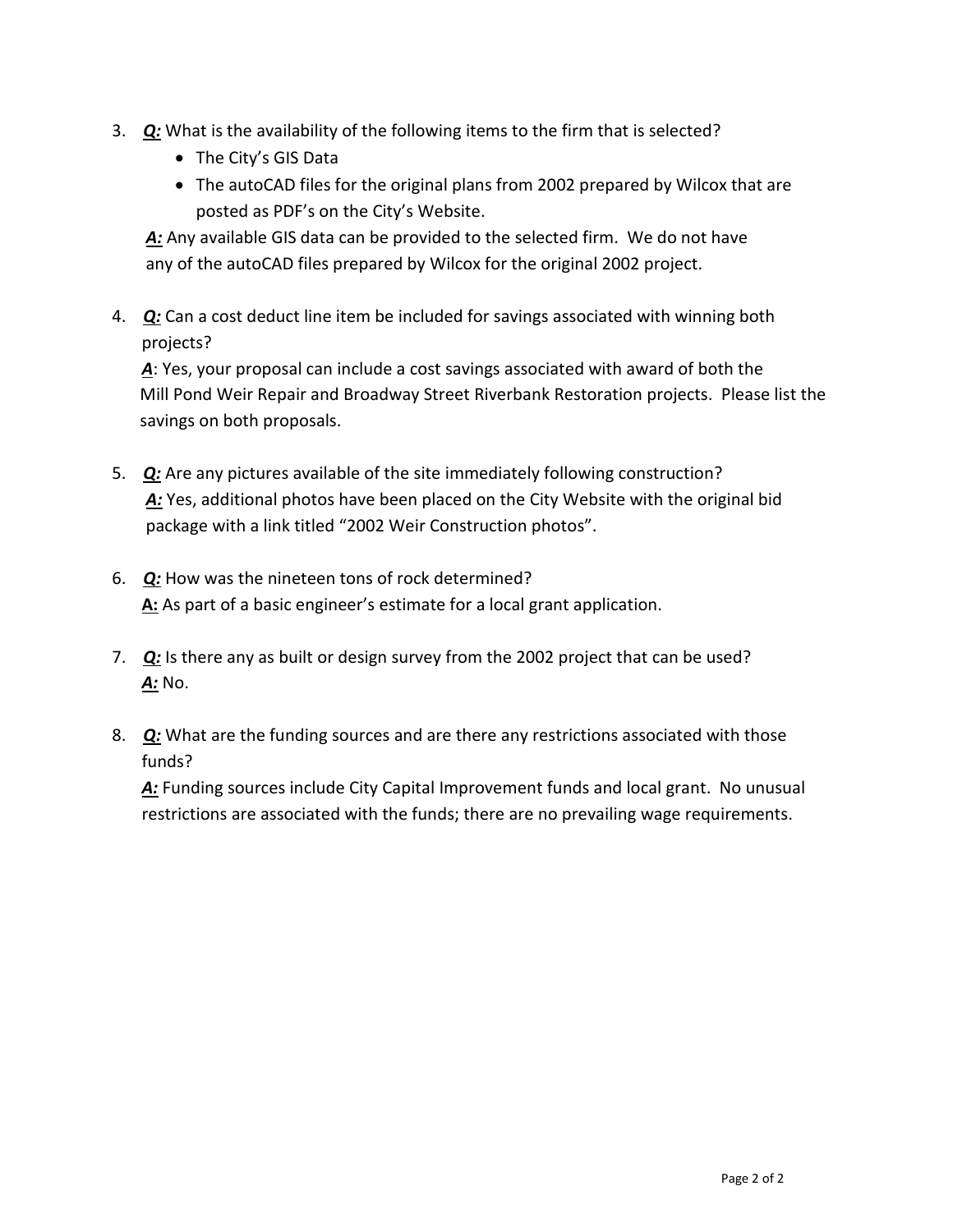3. ***Q:*** What is the availability of the following items to the firm that is selected?
   - The City's GIS Data
   - The autoCAD files for the original plans from 2002 prepared by Wilcox that are posted as PDF's on the City's Website.

   ***A:*** Any available GIS data can be provided to the selected firm. We do not have any of the autoCAD files prepared by Wilcox for the original 2002 project.

4. ***Q:*** Can a cost deduct line item be included for savings associated with winning both projects?

   ***A***: Yes, your proposal can include a cost savings associated with award of both the Mill Pond Weir Repair and Broadway Street Riverbank Restoration projects. Please list the savings on both proposals.

5. ***Q:*** Are any pictures available of the site immediately following construction?

   ***A:*** Yes, additional photos have been placed on the City Website with the original bid package with a link titled "2002 Weir Construction photos".

6. ***Q:*** How was the nineteen tons of rock determined?

   **A:** As part of a basic engineer's estimate for a local grant application.

7. ***Q:*** Is there any as built or design survey from the 2002 project that can be used?

   ***A:*** No.

8. ***Q:*** What are the funding sources and are there any restrictions associated with those funds?

   ***A:*** Funding sources include City Capital Improvement funds and local grant. No unusual restrictions are associated with the funds; there are no prevailing wage requirements.